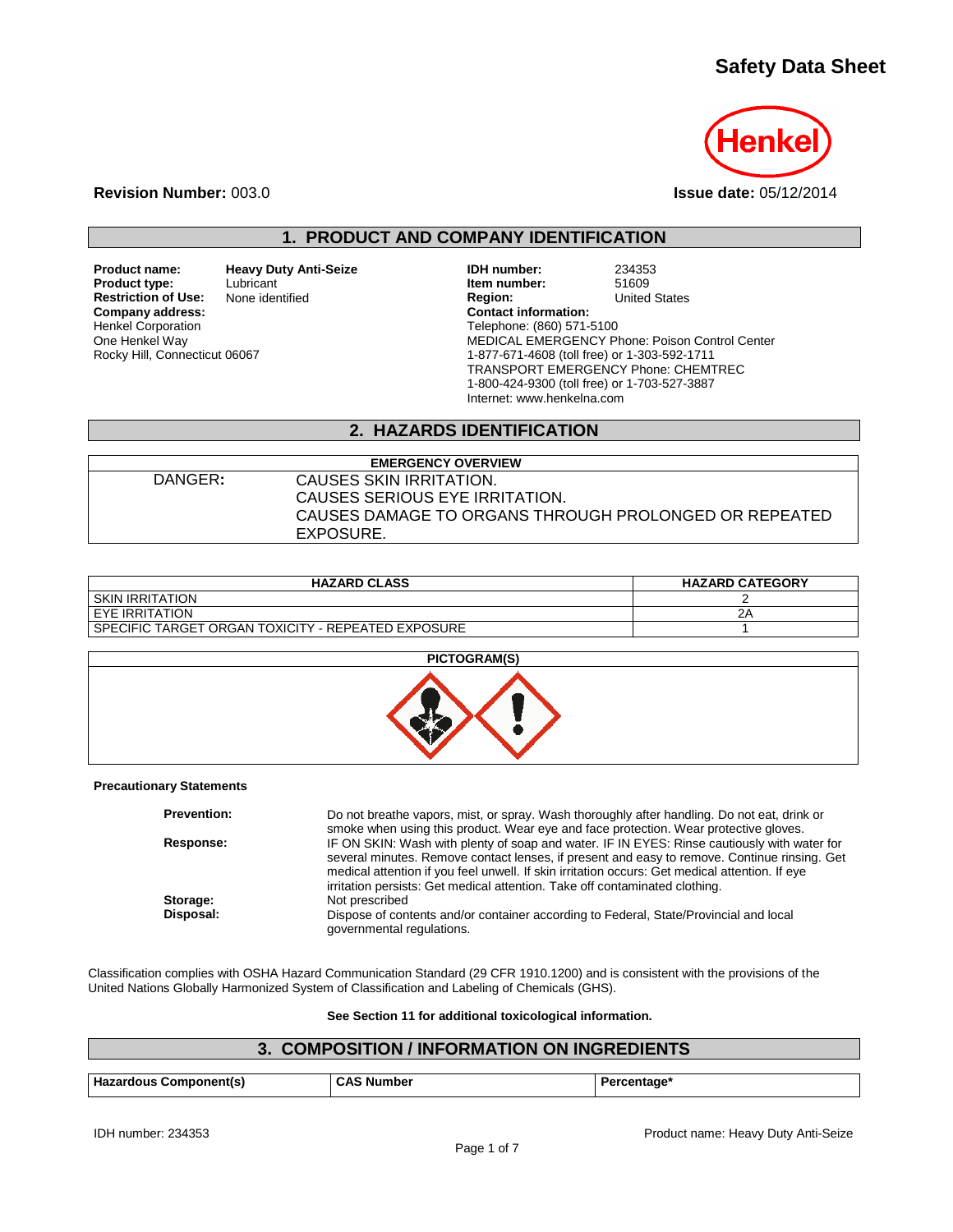# Safety Data Sheet

**Revision Number:** 003.0

**Issue date:** 05/12/2014

## 1. PRODUCT AND COMPANY IDENTIFICATION

**Product name:** Heavy Duty Anti-Seize
**Product type:** Lubricant
**Restriction of Use:** None identified
**Company address:**
Henkel Corporation
One Henkel Way
Rocky Hill, Connecticut 06067

**IDH number:** 234353
**Item number:** 51609
**Region:** United States
**Contact information:**
Telephone: (860) 571-5100
MEDICAL EMERGENCY Phone: Poison Control Center
1-877-671-4608 (toll free) or 1-303-592-1711
TRANSPORT EMERGENCY Phone: CHEMTREC
1-800-424-9300 (toll free) or 1-703-527-3887
Internet: www.henkelna.com

## 2. HAZARDS IDENTIFICATION

| EMERGENCY OVERVIEW | |
|---|---|
| DANGER: | CAUSES SKIN IRRITATION.<br>CAUSES SERIOUS EYE IRRITATION.<br>CAUSES DAMAGE TO ORGANS THROUGH PROLONGED OR REPEATED EXPOSURE. |

| HAZARD CLASS | HAZARD CATEGORY |
|---|---|
| SKIN IRRITATION | 2 |
| EYE IRRITATION | 2A |
| SPECIFIC TARGET ORGAN TOXICITY - REPEATED EXPOSURE | 1 |

**PICTOGRAM(S)**

**Precautionary Statements**

**Prevention:** Do not breathe vapors, mist, or spray. Wash thoroughly after handling. Do not eat, drink or smoke when using this product. Wear eye and face protection. Wear protective gloves.

**Response:** IF ON SKIN: Wash with plenty of soap and water. IF IN EYES: Rinse cautiously with water for several minutes. Remove contact lenses, if present and easy to remove. Continue rinsing. Get medical attention if you feel unwell. If skin irritation occurs: Get medical attention. If eye irritation persists: Get medical attention. Take off contaminated clothing.

**Storage:** Not prescribed

**Disposal:** Dispose of contents and/or container according to Federal, State/Provincial and local governmental regulations.

Classification complies with OSHA Hazard Communication Standard (29 CFR 1910.1200) and is consistent with the provisions of the United Nations Globally Harmonized System of Classification and Labeling of Chemicals (GHS).

**See Section 11 for additional toxicological information.**

## 3. COMPOSITION / INFORMATION ON INGREDIENTS

| Hazardous Component(s) | CAS Number | Percentage* |
|---|---|---|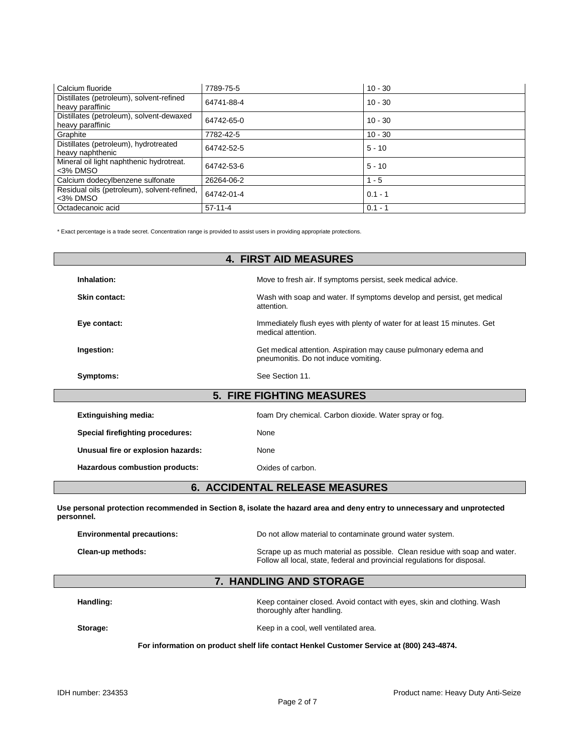| Calcium fluoride | 7789-75-5 | 10 - 30 |
|---|---|---|
| Distillates (petroleum), solvent-refined heavy paraffinic | 64741-88-4 | 10 - 30 |
| Distillates (petroleum), solvent-dewaxed heavy paraffinic | 64742-65-0 | 10 - 30 |
| Graphite | 7782-42-5 | 10 - 30 |
| Distillates (petroleum), hydrotreated heavy naphthenic | 64742-52-5 | 5 - 10 |
| Mineral oil light naphthenic hydrotreat. <3% DMSO | 64742-53-6 | 5 - 10 |
| Calcium dodecylbenzene sulfonate | 26264-06-2 | 1 - 5 |
| Residual oils (petroleum), solvent-refined, <3% DMSO | 64742-01-4 | 0.1 - 1 |
| Octadecanoic acid | 57-11-4 | 0.1 - 1 |

\* Exact percentage is a trade secret. Concentration range is provided to assist users in providing appropriate protections.

## 4. FIRST AID MEASURES

**Inhalation:** Move to fresh air. If symptoms persist, seek medical advice.

**Skin contact:** Wash with soap and water. If symptoms develop and persist, get medical attention.

**Eye contact:** Immediately flush eyes with plenty of water for at least 15 minutes. Get medical attention.

**Ingestion:** Get medical attention. Aspiration may cause pulmonary edema and pneumonitis. Do not induce vomiting.

**Symptoms:** See Section 11.

## 5. FIRE FIGHTING MEASURES

**Extinguishing media:** foam Dry chemical. Carbon dioxide. Water spray or fog.

**Special firefighting procedures:** None

**Unusual fire or explosion hazards:** None

**Hazardous combustion products:** Oxides of carbon.

## 6. ACCIDENTAL RELEASE MEASURES

**Use personal protection recommended in Section 8, isolate the hazard area and deny entry to unnecessary and unprotected personnel.**

**Environmental precautions:** Do not allow material to contaminate ground water system.

**Clean-up methods:** Scrape up as much material as possible. Clean residue with soap and water. Follow all local, state, federal and provincial regulations for disposal.

## 7. HANDLING AND STORAGE

**Handling:** Keep container closed. Avoid contact with eyes, skin and clothing. Wash thoroughly after handling.

**Storage:** Keep in a cool, well ventilated area.

**For information on product shelf life contact Henkel Customer Service at (800) 243-4874.**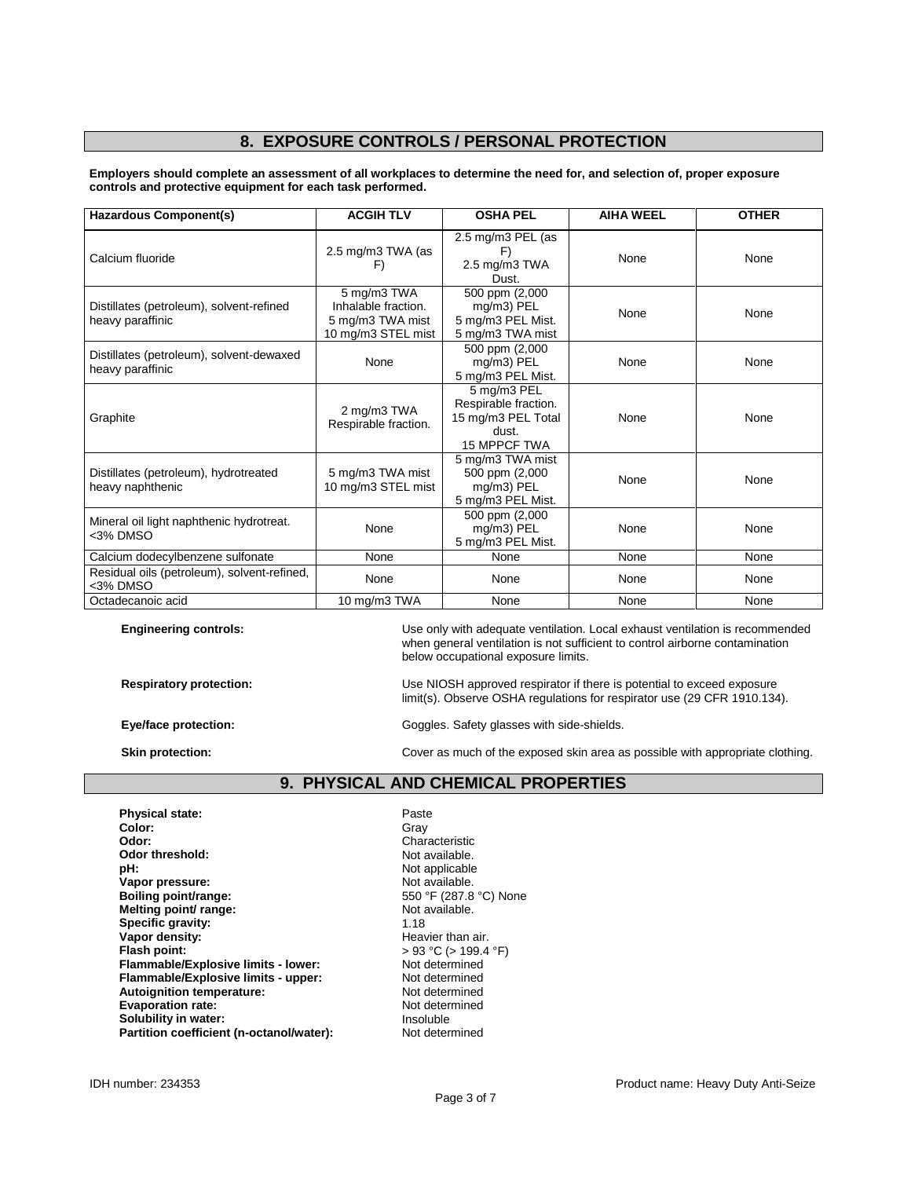## 8. EXPOSURE CONTROLS / PERSONAL PROTECTION

**Employers should complete an assessment of all workplaces to determine the need for, and selection of, proper exposure controls and protective equipment for each task performed.**

| Hazardous Component(s) | ACGIH TLV | OSHA PEL | AIHA WEEL | OTHER |
|---|---|---|---|---|
| Calcium fluoride | 2.5 mg/m3 TWA (as F) | 2.5 mg/m3 PEL (as F) 2.5 mg/m3 TWA Dust. | None | None |
| Distillates (petroleum), solvent-refined heavy paraffinic | 5 mg/m3 TWA Inhalable fraction. 5 mg/m3 TWA mist 10 mg/m3 STEL mist | 500 ppm (2,000 mg/m3) PEL 5 mg/m3 PEL Mist. 5 mg/m3 TWA mist | None | None |
| Distillates (petroleum), solvent-dewaxed heavy paraffinic | None | 500 ppm (2,000 mg/m3) PEL 5 mg/m3 PEL Mist. | None | None |
| Graphite | 2 mg/m3 TWA Respirable fraction. | 5 mg/m3 PEL Respirable fraction. 15 mg/m3 PEL Total dust. 15 MPPCF TWA | None | None |
| Distillates (petroleum), hydrotreated heavy naphthenic | 5 mg/m3 TWA mist 10 mg/m3 STEL mist | 5 mg/m3 TWA mist 500 ppm (2,000 mg/m3) PEL 5 mg/m3 PEL Mist. | None | None |
| Mineral oil light naphthenic hydrotreat. <3% DMSO | None | 500 ppm (2,000 mg/m3) PEL 5 mg/m3 PEL Mist. | None | None |
| Calcium dodecylbenzene sulfonate | None | None | None | None |
| Residual oils (petroleum), solvent-refined, <3% DMSO | None | None | None | None |
| Octadecanoic acid | 10 mg/m3 TWA | None | None | None |

**Engineering controls:** Use only with adequate ventilation. Local exhaust ventilation is recommended when general ventilation is not sufficient to control airborne contamination below occupational exposure limits.

**Respiratory protection:** Use NIOSH approved respirator if there is potential to exceed exposure limit(s). Observe OSHA regulations for respirator use (29 CFR 1910.134).

**Eye/face protection:** Goggles. Safety glasses with side-shields.

**Skin protection:** Cover as much of the exposed skin area as possible with appropriate clothing.

## 9. PHYSICAL AND CHEMICAL PROPERTIES

**Physical state:** Paste
**Color:** Gray
**Odor:** Characteristic
**Odor threshold:** Not available.
**pH:** Not applicable
**Vapor pressure:** Not available.
**Boiling point/range:** 550 °F (287.8 °C) None
**Melting point/ range:** Not available.
**Specific gravity:** 1.18
**Vapor density:** Heavier than air.
**Flash point:** > 93 °C (> 199.4 °F)
**Flammable/Explosive limits - lower:** Not determined
**Flammable/Explosive limits - upper:** Not determined
**Autoignition temperature:** Not determined
**Evaporation rate:** Not determined
**Solubility in water:** Insoluble
**Partition coefficient (n-octanol/water):** Not determined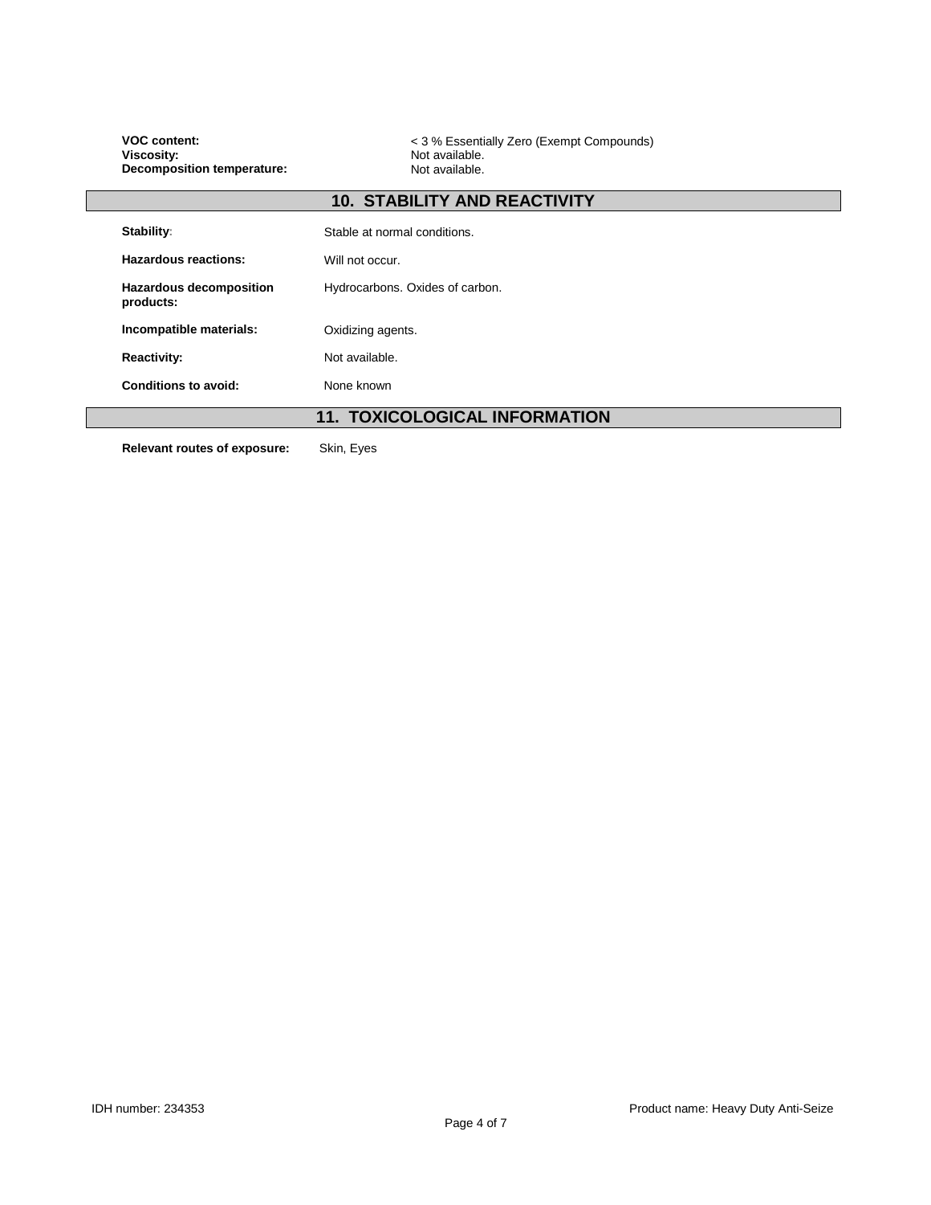**VOC content:** < 3 % Essentially Zero (Exempt Compounds)
**Viscosity:** Not available.
**Decomposition temperature:** Not available.

## 10. STABILITY AND REACTIVITY

**Stability:** Stable at normal conditions.

**Hazardous reactions:** Will not occur.

**Hazardous decomposition products:** Hydrocarbons. Oxides of carbon.

**Incompatible materials:** Oxidizing agents.

**Reactivity:** Not available.

**Conditions to avoid:** None known

## 11. TOXICOLOGICAL INFORMATION

**Relevant routes of exposure:** Skin, Eyes

IDH number: 234353

Product name: Heavy Duty Anti-Seize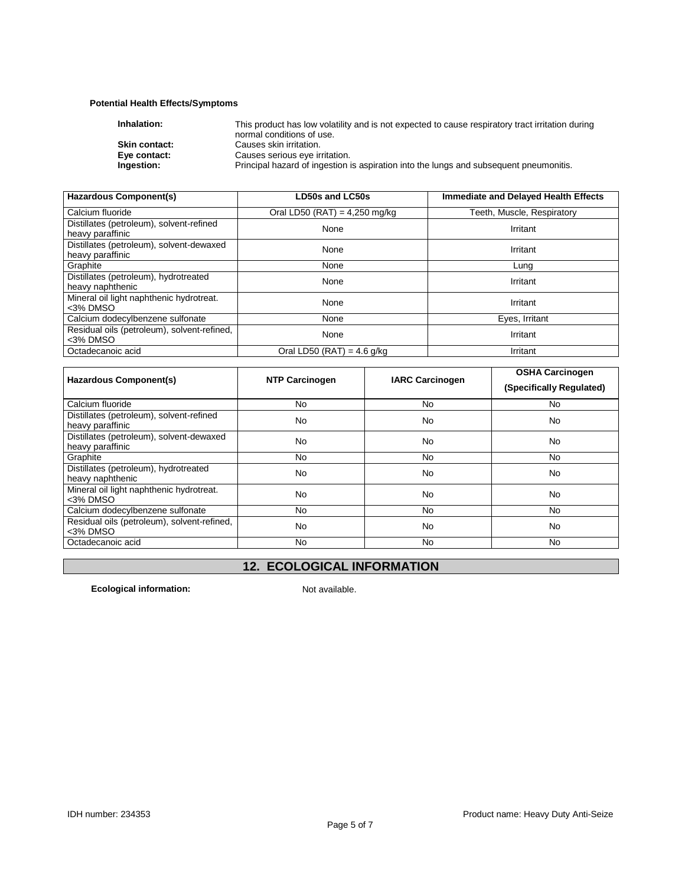**Potential Health Effects/Symptoms**

**Inhalation:** This product has low volatility and is not expected to cause respiratory tract irritation during normal conditions of use.

**Skin contact:** Causes skin irritation.

**Eye contact:** Causes serious eye irritation.

**Ingestion:** Principal hazard of ingestion is aspiration into the lungs and subsequent pneumonitis.

| Hazardous Component(s) | LD50s and LC50s | Immediate and Delayed Health Effects |
|---|---|---|
| Calcium fluoride | Oral LD50 (RAT) = 4,250 mg/kg | Teeth, Muscle, Respiratory |
| Distillates (petroleum), solvent-refined heavy paraffinic | None | Irritant |
| Distillates (petroleum), solvent-dewaxed heavy paraffinic | None | Irritant |
| Graphite | None | Lung |
| Distillates (petroleum), hydrotreated heavy naphthenic | None | Irritant |
| Mineral oil light naphthenic hydrotreat. <3% DMSO | None | Irritant |
| Calcium dodecylbenzene sulfonate | None | Eyes, Irritant |
| Residual oils (petroleum), solvent-refined, <3% DMSO | None | Irritant |
| Octadecanoic acid | Oral LD50 (RAT) = 4.6 g/kg | Irritant |

| Hazardous Component(s) | NTP Carcinogen | IARC Carcinogen | OSHA Carcinogen (Specifically Regulated) |
|---|---|---|---|
| Calcium fluoride | No | No | No |
| Distillates (petroleum), solvent-refined heavy paraffinic | No | No | No |
| Distillates (petroleum), solvent-dewaxed heavy paraffinic | No | No | No |
| Graphite | No | No | No |
| Distillates (petroleum), hydrotreated heavy naphthenic | No | No | No |
| Mineral oil light naphthenic hydrotreat. <3% DMSO | No | No | No |
| Calcium dodecylbenzene sulfonate | No | No | No |
| Residual oils (petroleum), solvent-refined, <3% DMSO | No | No | No |
| Octadecanoic acid | No | No | No |

## 12. ECOLOGICAL INFORMATION

**Ecological information:** Not available.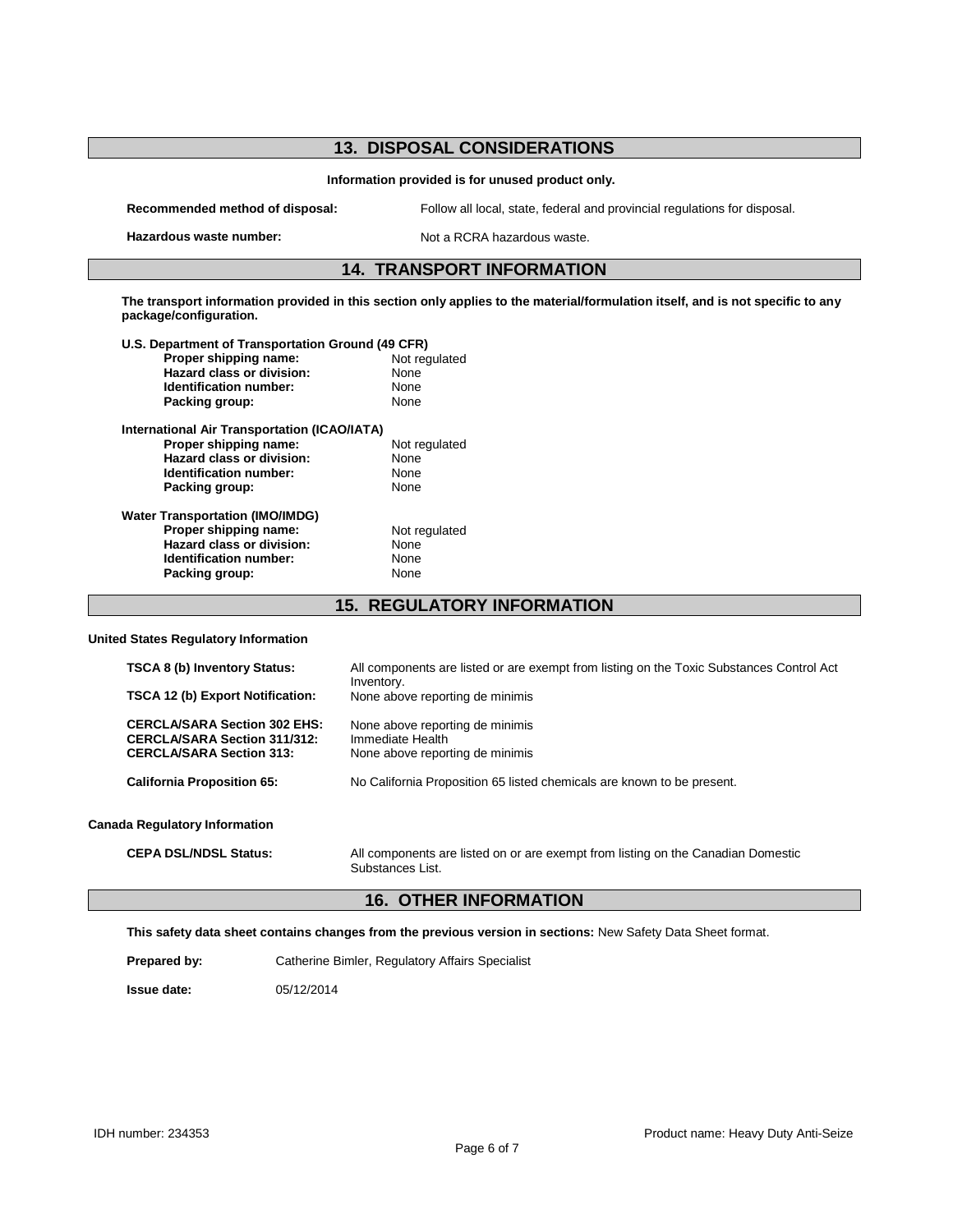## 13. DISPOSAL CONSIDERATIONS

**Information provided is for unused product only.**

**Recommended method of disposal:** Follow all local, state, federal and provincial regulations for disposal.

**Hazardous waste number:** Not a RCRA hazardous waste.

## 14. TRANSPORT INFORMATION

**The transport information provided in this section only applies to the material/formulation itself, and is not specific to any package/configuration.**

**U.S. Department of Transportation Ground (49 CFR)**

**Proper shipping name:** Not regulated
**Hazard class or division:** None
**Identification number:** None
**Packing group:** None

**International Air Transportation (ICAO/IATA)**

**Proper shipping name:** Not regulated
**Hazard class or division:** None
**Identification number:** None
**Packing group:** None

**Water Transportation (IMO/IMDG)**

**Proper shipping name:** Not regulated
**Hazard class or division:** None
**Identification number:** None
**Packing group:** None

## 15. REGULATORY INFORMATION

**United States Regulatory Information**

**TSCA 8 (b) Inventory Status:** All components are listed or are exempt from listing on the Toxic Substances Control Act Inventory.
**TSCA 12 (b) Export Notification:** None above reporting de minimis

**CERCLA/SARA Section 302 EHS:** None above reporting de minimis
**CERCLA/SARA Section 311/312:** Immediate Health
**CERCLA/SARA Section 313:** None above reporting de minimis

**California Proposition 65:** No California Proposition 65 listed chemicals are known to be present.

**Canada Regulatory Information**

**CEPA DSL/NDSL Status:** All components are listed on or are exempt from listing on the Canadian Domestic Substances List.

## 16. OTHER INFORMATION

**This safety data sheet contains changes from the previous version in sections:** New Safety Data Sheet format.

**Prepared by:** Catherine Bimler, Regulatory Affairs Specialist

**Issue date:** 05/12/2014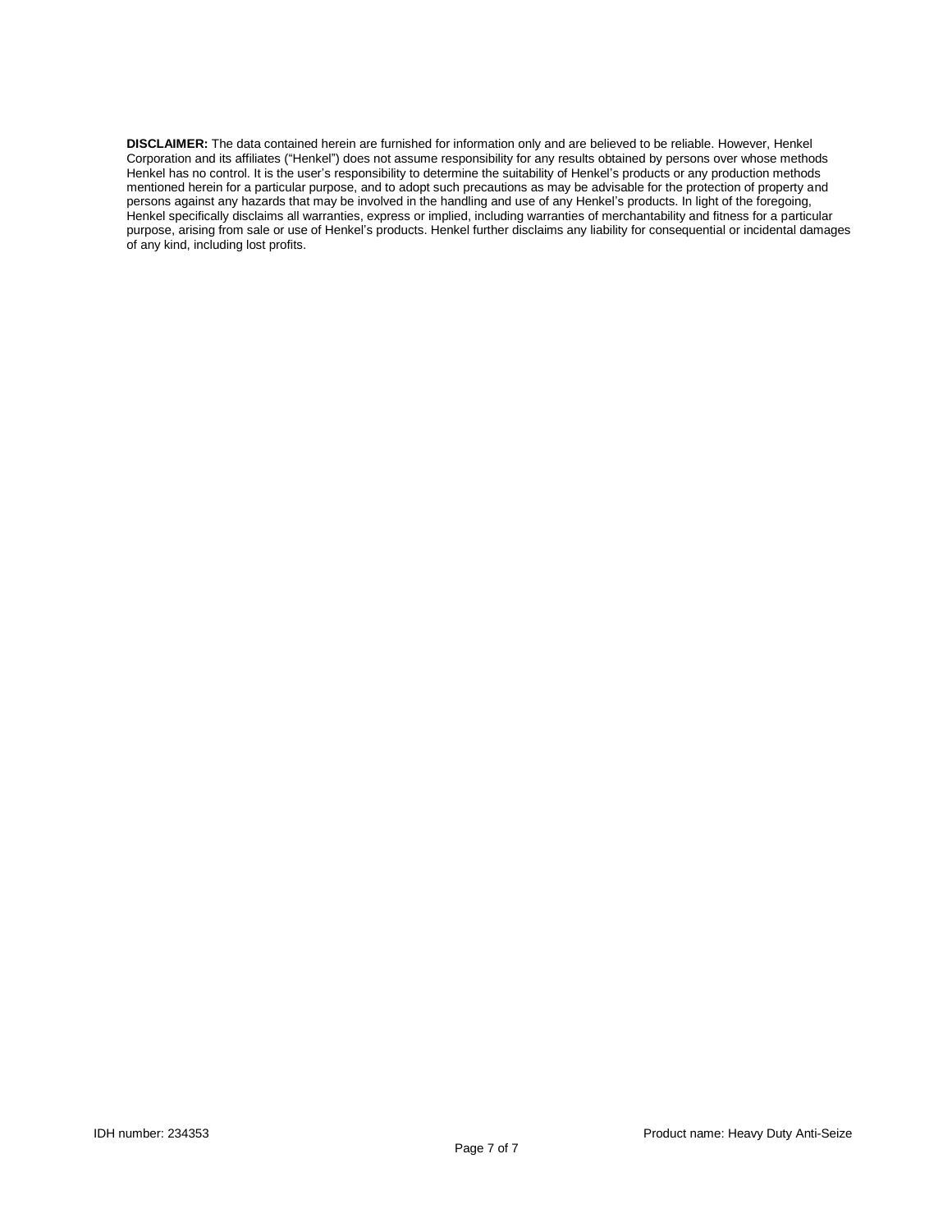**DISCLAIMER:** The data contained herein are furnished for information only and are believed to be reliable. However, Henkel Corporation and its affiliates ("Henkel") does not assume responsibility for any results obtained by persons over whose methods Henkel has no control. It is the user's responsibility to determine the suitability of Henkel's products or any production methods mentioned herein for a particular purpose, and to adopt such precautions as may be advisable for the protection of property and persons against any hazards that may be involved in the handling and use of any Henkel's products. In light of the foregoing, Henkel specifically disclaims all warranties, express or implied, including warranties of merchantability and fitness for a particular purpose, arising from sale or use of Henkel's products. Henkel further disclaims any liability for consequential or incidental damages of any kind, including lost profits.